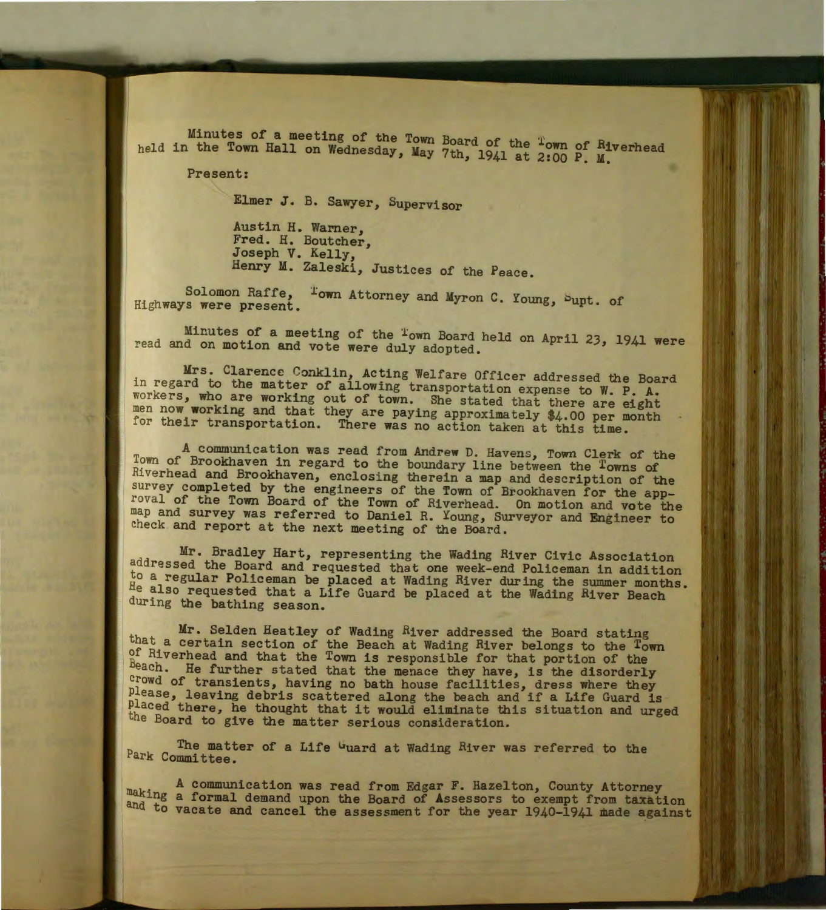Minutes of a meeting of the Town Board of the Town of Riverhead held in the Town Hall on Wednesday, May 7th, 1941 at 2:00 P. M.

Present:

Elmer J. B. Sawyer, Supervisor

Austin H. Warner,
Fred. H. Boutcher,
Joseph V. Kelly,
Henry M. Zaleski, Justices of the Peace.

Solomon Raffe, Town Attorney and Myron C. Young, Supt. of Highways were present.

Minutes of a meeting of the Town Board held on April 23, 1941 were read and on motion and vote were duly adopted.

Mrs. Clarence Conklin, Acting Welfare Officer addressed the Board in regard to the matter of allowing transportation expense to W. P. A. workers, who are working out of town. She stated that there are eight men now working and that they are paying approximately $4.00 per month for their transportation. There was no action taken at this time.

A communication was read from Andrew D. Havens, Town Clerk of the Town of Brookhaven in regard to the boundary line between the Towns of Riverhead and Brookhaven, enclosing therein a map and description of the survey completed by the engineers of the Town of Brookhaven for the approval of the Town Board of the Town of Riverhead. On motion and vote the map and survey was referred to Daniel R. Young, Surveyor and Engineer to check and report at the next meeting of the Board.

Mr. Bradley Hart, representing the Wading River Civic Association addressed the Board and requested that one week-end Policeman in addition to a regular Policeman be placed at Wading River during the summer months. He also requested that a Life Guard be placed at the Wading River Beach during the bathing season.

Mr. Selden Heatley of Wading River addressed the Board stating that a certain section of the Beach at Wading River belongs to the Town of Riverhead and that the Town is responsible for that portion of the Beach. He further stated that the menace they have, is the disorderly crowd of transients, having no bath house facilities, dress where they please, leaving debris scattered along the beach and if a Life Guard is placed there, he thought that it would eliminate this situation and urged the Board to give the matter serious consideration.

The matter of a Life Guard at Wading River was referred to the Park Committee.

A communication was read from Edgar F. Hazelton, County Attorney making a formal demand upon the Board of Assessors to exempt from taxation and to vacate and cancel the assessment for the year 1940-1941 made against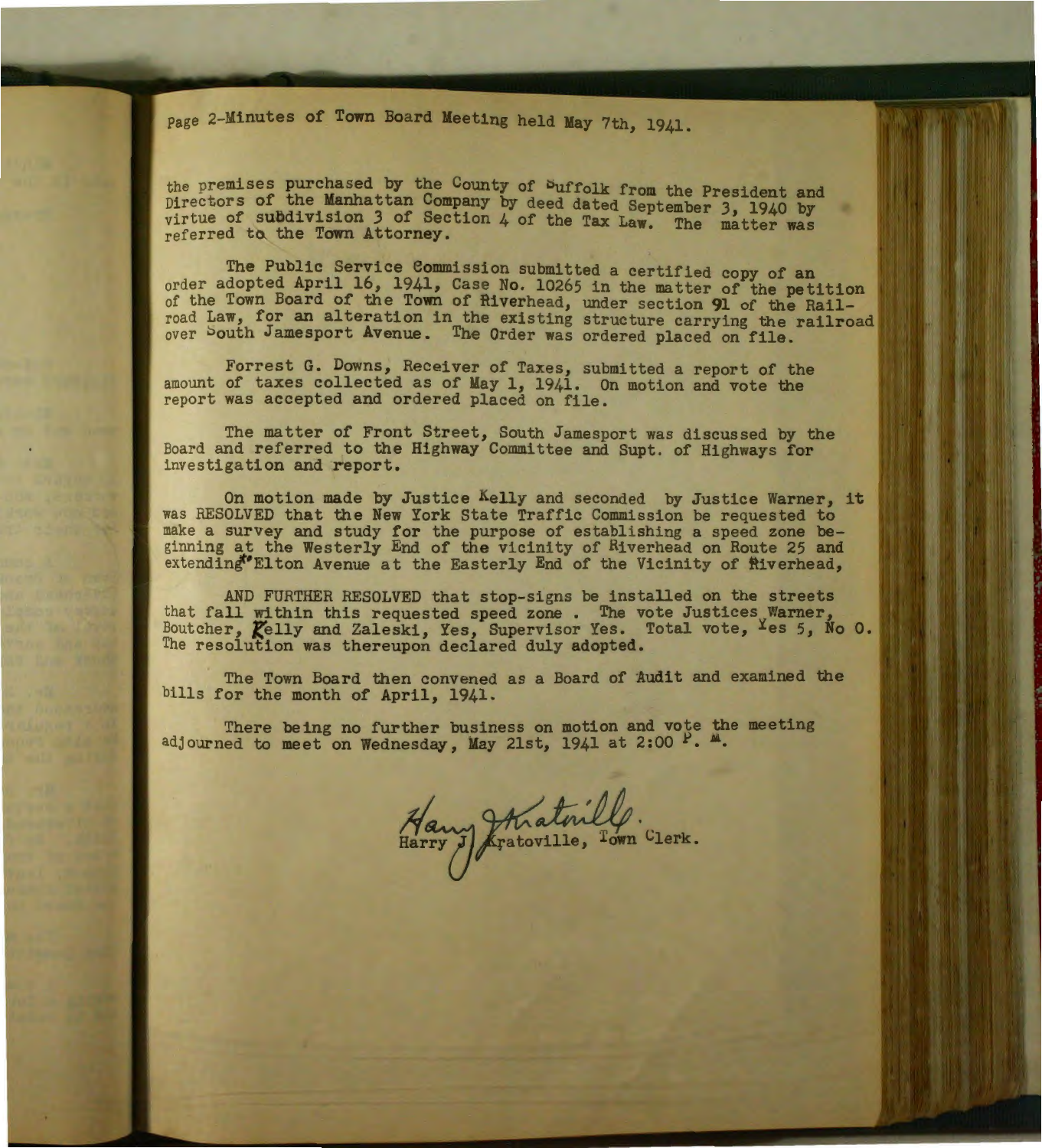Page 2-Minutes of Town Board Meeting held May 7th, 1941.

the premises purchased by the County of Suffolk from the President and Directors of the Manhattan Company by deed dated September 3, 1940 by virtue of subdivision 3 of Section 4 of the Tax Law. The matter was referred to the Town Attorney.

The Public Service Commission submitted a certified copy of an order adopted April 16, 1941, Case No. 10265 in the matter of the petition of the Town Board of the Town of Riverhead, under section 91 of the Railroad Law, for an alteration in the existing structure carrying the railroad over South Jamesport Avenue. The Order was ordered placed on file.

Forrest G. Downs, Receiver of Taxes, submitted a report of the amount of taxes collected as of May 1, 1941. On motion and vote the report was accepted and ordered placed on file.

The matter of Front Street, South Jamesport was discussed by the Board and referred to the Highway Committee and Supt. of Highways for investigation and report.

On motion made by Justice Kelly and seconded by Justice Warner, it was RESOLVED that the New York State Traffic Commission be requested to make a survey and study for the purpose of establishing a speed zone beginning at the Westerly End of the vicinity of Riverhead on Route 25 and extending "Elton Avenue at the Easterly End of the Vicinity of Riverhead,

AND FURTHER RESOLVED that stop-signs be installed on the streets that fall within this requested speed zone . The vote Justices Warner, Boutcher, Kelly and Zaleski, Yes, Supervisor Yes. Total vote, Yes 5, No 0. The resolution was thereupon declared duly adopted.

The Town Board then convened as a Board of Audit and examined the bills for the month of April, 1941.

There being no further business on motion and vote the meeting adjourned to meet on Wednesday, May 21st, 1941 at 2:00 P. M.

Harry J Kratoville.

Harry J Kratoville, Town Clerk.